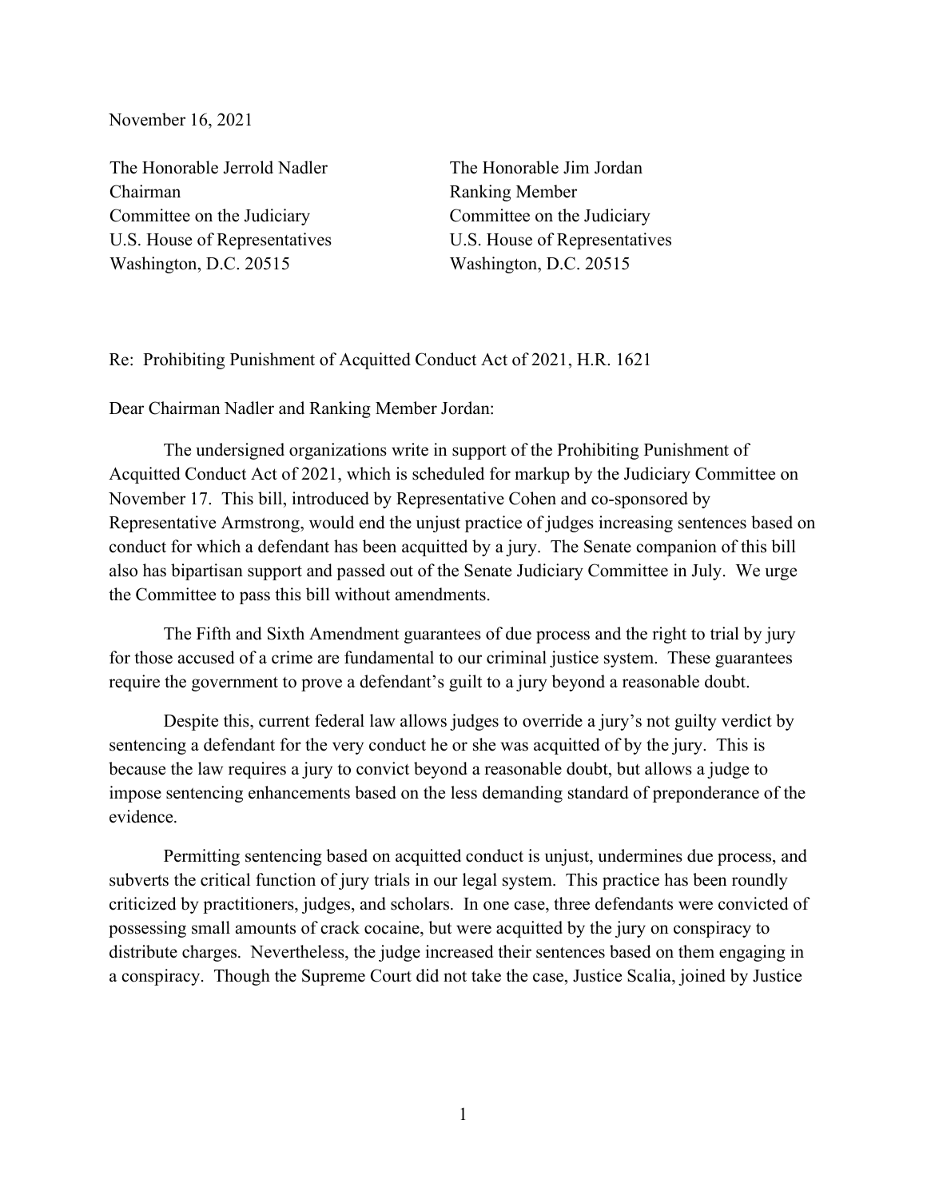November 16, 2021

The Honorable Jerrold Nadler
Chairman
Committee on the Judiciary
U.S. House of Representatives
Washington, D.C. 20515

The Honorable Jim Jordan
Ranking Member
Committee on the Judiciary
U.S. House of Representatives
Washington, D.C. 20515

Re: Prohibiting Punishment of Acquitted Conduct Act of 2021, H.R. 1621

Dear Chairman Nadler and Ranking Member Jordan:

The undersigned organizations write in support of the Prohibiting Punishment of Acquitted Conduct Act of 2021, which is scheduled for markup by the Judiciary Committee on November 17. This bill, introduced by Representative Cohen and co-sponsored by Representative Armstrong, would end the unjust practice of judges increasing sentences based on conduct for which a defendant has been acquitted by a jury. The Senate companion of this bill also has bipartisan support and passed out of the Senate Judiciary Committee in July. We urge the Committee to pass this bill without amendments.

The Fifth and Sixth Amendment guarantees of due process and the right to trial by jury for those accused of a crime are fundamental to our criminal justice system. These guarantees require the government to prove a defendant's guilt to a jury beyond a reasonable doubt.

Despite this, current federal law allows judges to override a jury's not guilty verdict by sentencing a defendant for the very conduct he or she was acquitted of by the jury. This is because the law requires a jury to convict beyond a reasonable doubt, but allows a judge to impose sentencing enhancements based on the less demanding standard of preponderance of the evidence.

Permitting sentencing based on acquitted conduct is unjust, undermines due process, and subverts the critical function of jury trials in our legal system. This practice has been roundly criticized by practitioners, judges, and scholars. In one case, three defendants were convicted of possessing small amounts of crack cocaine, but were acquitted by the jury on conspiracy to distribute charges. Nevertheless, the judge increased their sentences based on them engaging in a conspiracy. Though the Supreme Court did not take the case, Justice Scalia, joined by Justice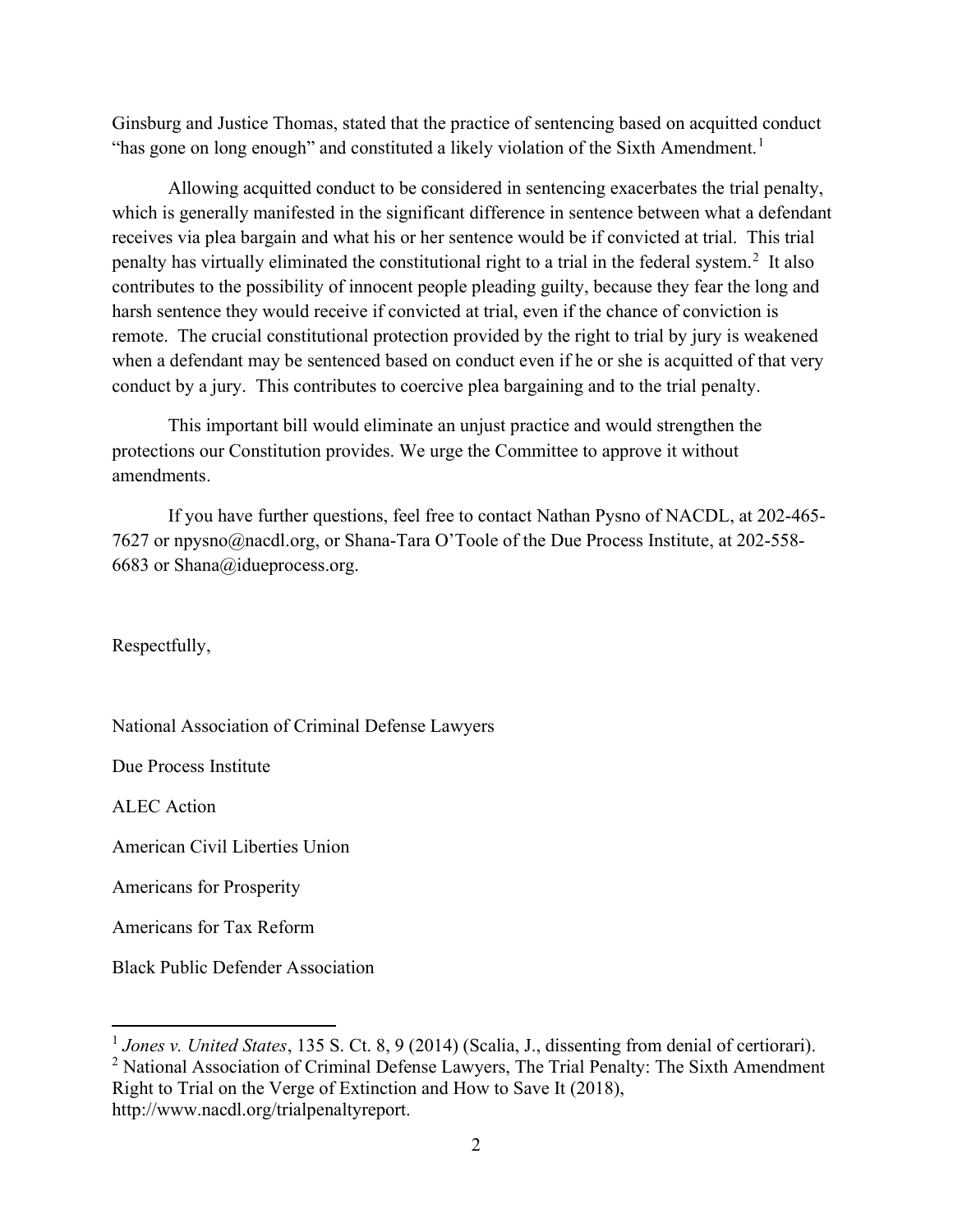Ginsburg and Justice Thomas, stated that the practice of sentencing based on acquitted conduct "has gone on long enough" and constituted a likely violation of the Sixth Amendment.[1]

Allowing acquitted conduct to be considered in sentencing exacerbates the trial penalty, which is generally manifested in the significant difference in sentence between what a defendant receives via plea bargain and what his or her sentence would be if convicted at trial. This trial penalty has virtually eliminated the constitutional right to a trial in the federal system.[2] It also contributes to the possibility of innocent people pleading guilty, because they fear the long and harsh sentence they would receive if convicted at trial, even if the chance of conviction is remote. The crucial constitutional protection provided by the right to trial by jury is weakened when a defendant may be sentenced based on conduct even if he or she is acquitted of that very conduct by a jury. This contributes to coercive plea bargaining and to the trial penalty.

This important bill would eliminate an unjust practice and would strengthen the protections our Constitution provides. We urge the Committee to approve it without amendments.

If you have further questions, feel free to contact Nathan Pysno of NACDL, at 202-465-7627 or npysno@nacdl.org, or Shana-Tara O'Toole of the Due Process Institute, at 202-558-6683 or Shana@idueprocess.org.

Respectfully,

National Association of Criminal Defense Lawyers

Due Process Institute

ALEC Action

American Civil Liberties Union

Americans for Prosperity

Americans for Tax Reform

Black Public Defender Association

---

[1] *Jones v. United States*, 135 S. Ct. 8, 9 (2014) (Scalia, J., dissenting from denial of certiorari).

[2] National Association of Criminal Defense Lawyers, The Trial Penalty: The Sixth Amendment Right to Trial on the Verge of Extinction and How to Save It (2018), http://www.nacdl.org/trialpenaltyreport.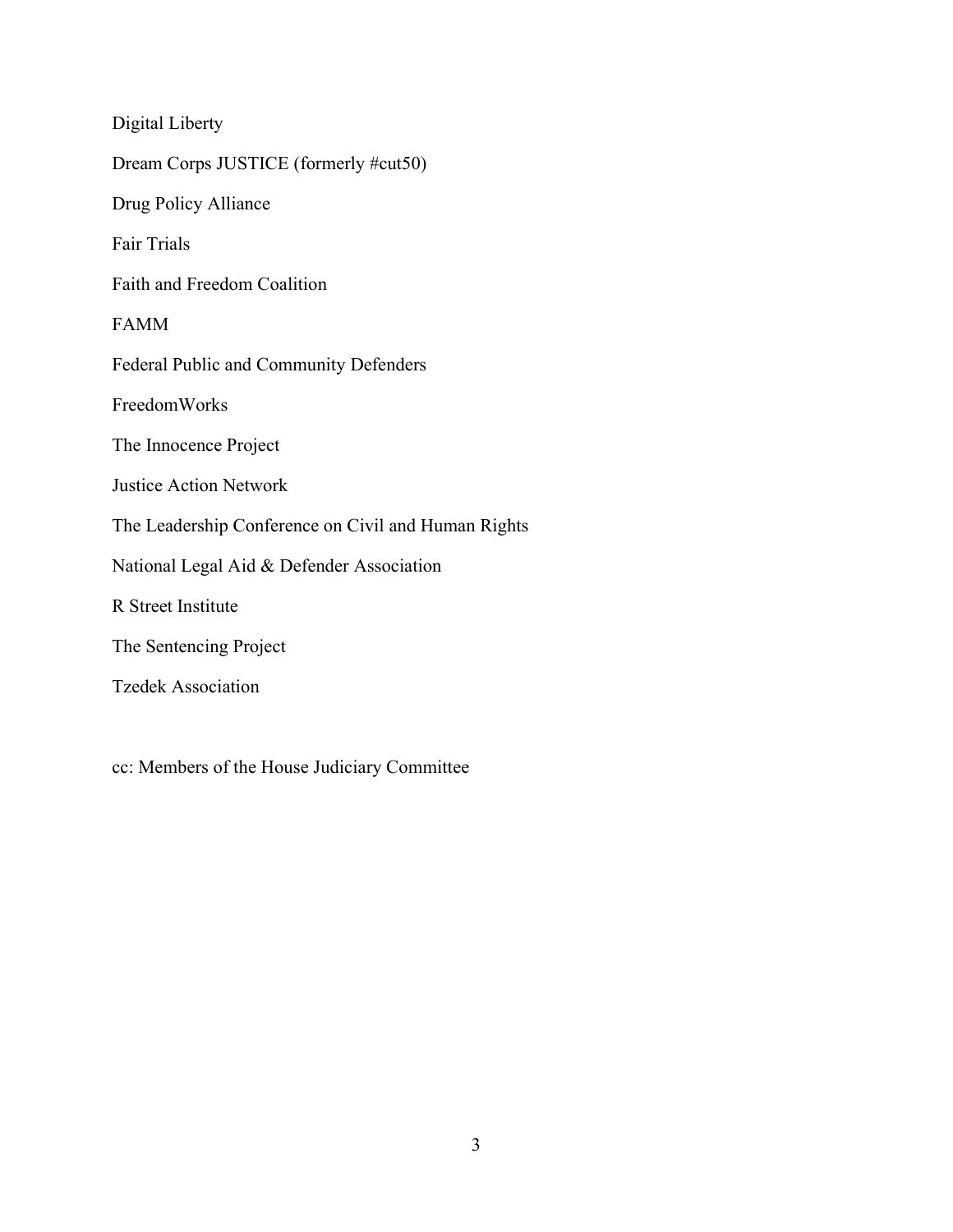Digital Liberty

Dream Corps JUSTICE (formerly #cut50)

Drug Policy Alliance

Fair Trials

Faith and Freedom Coalition

FAMM

Federal Public and Community Defenders

FreedomWorks

The Innocence Project

Justice Action Network

The Leadership Conference on Civil and Human Rights

National Legal Aid & Defender Association

R Street Institute

The Sentencing Project

Tzedek Association

cc: Members of the House Judiciary Committee